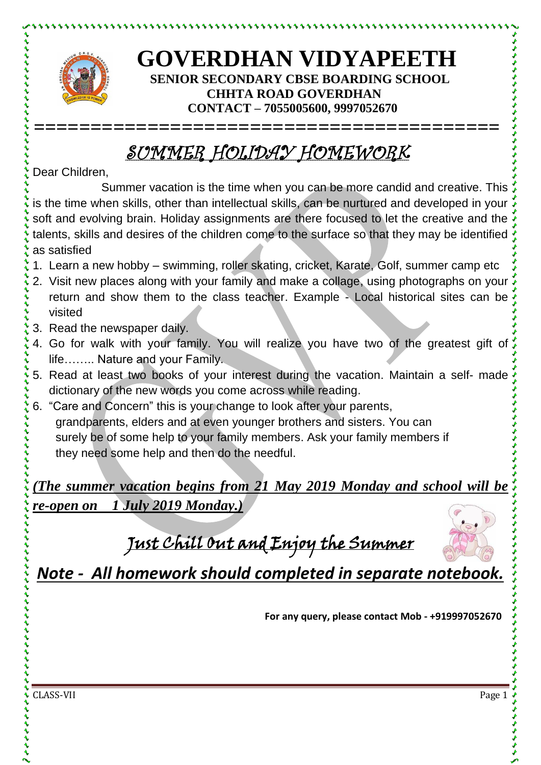# GOVERDHAN VIDYAPEETH

**SENIOR SECONDARY CBSE BOARDING SCHOOL**
**CHHTA ROAD GOVERDHAN**
**CONTACT – 7055005600, 9997052670**

## SUMMER HOLIDAY HOMEWORK

Dear Children,

Summer vacation is the time when you can be more candid and creative. This is the time when skills, other than intellectual skills, can be nurtured and developed in your soft and evolving brain. Holiday assignments are there focused to let the creative and the talents, skills and desires of the children come to the surface so that they may be identified as satisfied

1. Learn a new hobby – swimming, roller skating, cricket, Karate, Golf, summer camp etc
2. Visit new places along with your family and make a collage, using photographs on your return and show them to the class teacher. Example - Local historical sites can be visited
3. Read the newspaper daily.
4. Go for walk with your family. You will realize you have two of the greatest gift of life…….. Nature and your Family.
5. Read at least two books of your interest during the vacation. Maintain a self- made dictionary of the new words you come across while reading.
6. "Care and Concern" this is your change to look after your parents, grandparents, elders and at even younger brothers and sisters. You can surely be of some help to your family members. Ask your family members if they need some help and then do the needful.

***(The summer vacation begins from 21 May 2019 Monday and school will be re-open on 1 July 2019 Monday.)***

## Just Chill Out and Enjoy the Summer

***Note - All homework should completed in separate notebook.***

**For any query, please contact Mob - +919997052670**

CLASS-VII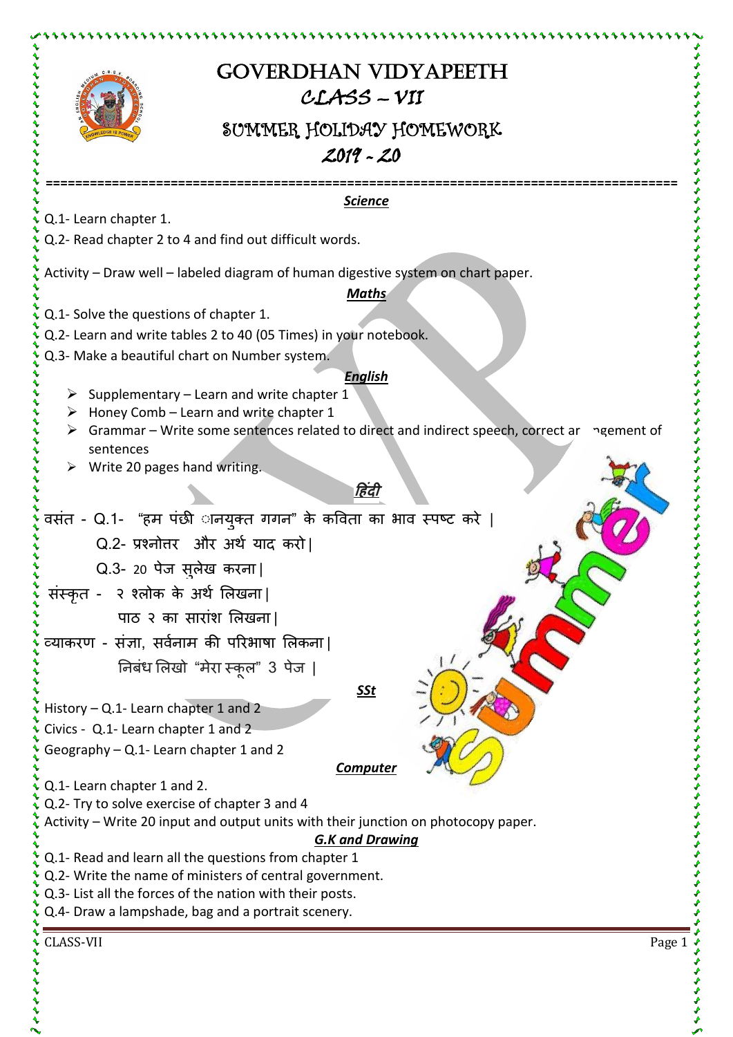# GOVERDHAN VIDYAPEETH

## CLASS – VII

## SUMMER HOLIDAY HOMEWORK

## 2019 - 20

---

### Science

Q.1- Learn chapter 1.

Q.2- Read chapter 2 to 4 and find out difficult words.

Activity – Draw well – labeled diagram of human digestive system on chart paper.

### Maths

Q.1- Solve the questions of chapter 1.

Q.2- Learn and write tables 2 to 40 (05 Times) in your notebook.

Q.3- Make a beautiful chart on Number system.

### English

- Supplementary – Learn and write chapter 1
- Honey Comb – Learn and write chapter 1
- Grammar – Write some sentences related to direct and indirect speech, correct arrangement of sentences
- Write 20 pages hand writing.

### हिंदी

वसंत - Q.1- "हम पंछी उन्मुक्त गगन" के कविता का भाव स्पष्ट करे |

Q.2- प्रश्नोत्तर और अर्थ याद करो |

Q.3- 20 पेज सुलेख करना |

संस्कृत - २ श्लोक के अर्थ लिखना |

पाठ २ का सारांश लिखना |

व्याकरण - संज्ञा, सर्वनाम की परिभाषा लिकना |

निबंध लिखो "मेरा स्कूल" 3 पेज |

### SSt

History – Q.1- Learn chapter 1 and 2

Civics - Q.1- Learn chapter 1 and 2

Geography – Q.1- Learn chapter 1 and 2

### Computer

Q.1- Learn chapter 1 and 2.

Q.2- Try to solve exercise of chapter 3 and 4

Activity – Write 20 input and output units with their junction on photocopy paper.

### G.K and Drawing

Q.1- Read and learn all the questions from chapter 1

Q.2- Write the name of ministers of central government.

Q.3- List all the forces of the nation with their posts.

Q.4- Draw a lampshade, bag and a portrait scenery.